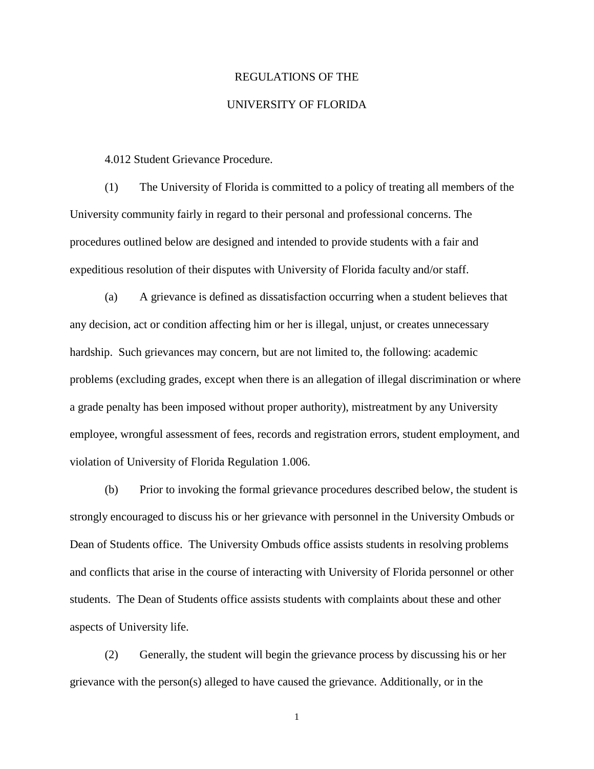# REGULATIONS OF THE

# UNIVERSITY OF FLORIDA

4.012 Student Grievance Procedure.

(1) The University of Florida is committed to a policy of treating all members of the University community fairly in regard to their personal and professional concerns. The procedures outlined below are designed and intended to provide students with a fair and expeditious resolution of their disputes with University of Florida faculty and/or staff.

(a) A grievance is defined as dissatisfaction occurring when a student believes that any decision, act or condition affecting him or her is illegal, unjust, or creates unnecessary hardship. Such grievances may concern, but are not limited to, the following: academic problems (excluding grades, except when there is an allegation of illegal discrimination or where a grade penalty has been imposed without proper authority), mistreatment by any University employee, wrongful assessment of fees, records and registration errors, student employment, and violation of University of Florida Regulation 1.006.

(b) Prior to invoking the formal grievance procedures described below, the student is strongly encouraged to discuss his or her grievance with personnel in the University Ombuds or Dean of Students office. The University Ombuds office assists students in resolving problems and conflicts that arise in the course of interacting with University of Florida personnel or other students. The Dean of Students office assists students with complaints about these and other aspects of University life.

(2) Generally, the student will begin the grievance process by discussing his or her grievance with the person(s) alleged to have caused the grievance. Additionally, or in the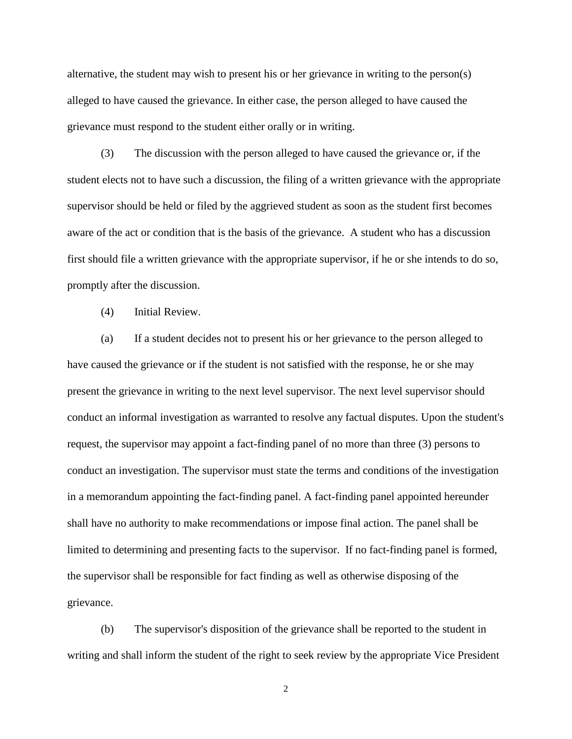alternative, the student may wish to present his or her grievance in writing to the person(s) alleged to have caused the grievance. In either case, the person alleged to have caused the grievance must respond to the student either orally or in writing.

(3) The discussion with the person alleged to have caused the grievance or, if the student elects not to have such a discussion, the filing of a written grievance with the appropriate supervisor should be held or filed by the aggrieved student as soon as the student first becomes aware of the act or condition that is the basis of the grievance. A student who has a discussion first should file a written grievance with the appropriate supervisor, if he or she intends to do so, promptly after the discussion.

(4) Initial Review.

(a) If a student decides not to present his or her grievance to the person alleged to have caused the grievance or if the student is not satisfied with the response, he or she may present the grievance in writing to the next level supervisor. The next level supervisor should conduct an informal investigation as warranted to resolve any factual disputes. Upon the student's request, the supervisor may appoint a fact-finding panel of no more than three (3) persons to conduct an investigation. The supervisor must state the terms and conditions of the investigation in a memorandum appointing the fact-finding panel. A fact-finding panel appointed hereunder shall have no authority to make recommendations or impose final action. The panel shall be limited to determining and presenting facts to the supervisor. If no fact-finding panel is formed, the supervisor shall be responsible for fact finding as well as otherwise disposing of the grievance.

(b) The supervisor's disposition of the grievance shall be reported to the student in writing and shall inform the student of the right to seek review by the appropriate Vice President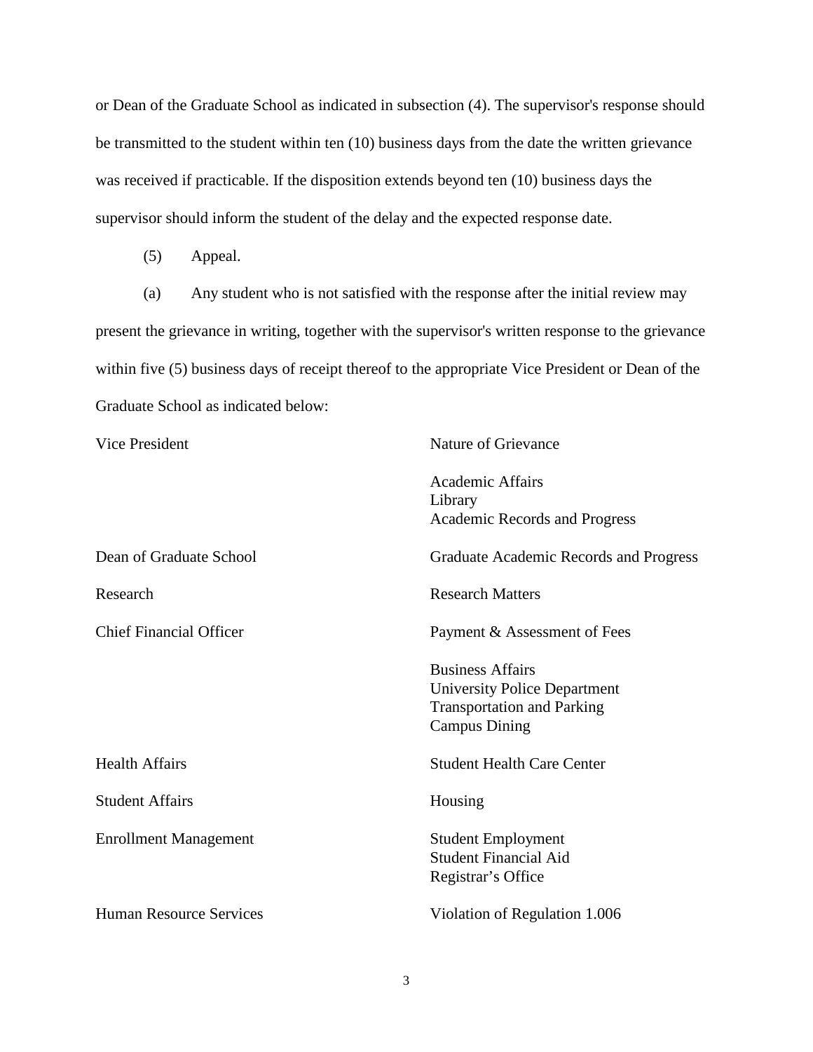or Dean of the Graduate School as indicated in subsection (4). The supervisor's response should be transmitted to the student within ten (10) business days from the date the written grievance was received if practicable. If the disposition extends beyond ten (10) business days the supervisor should inform the student of the delay and the expected response date.

(5) Appeal.

(a) Any student who is not satisfied with the response after the initial review may present the grievance in writing, together with the supervisor's written response to the grievance within five (5) business days of receipt thereof to the appropriate Vice President or Dean of the Graduate School as indicated below:

| Vice President | Nature of Grievance |
|---|---|
| | Academic Affairs<br>Library<br>Academic Records and Progress |
| Dean of Graduate School | Graduate Academic Records and Progress |
| Research | Research Matters |
| Chief Financial Officer | Payment & Assessment of Fees |
| | Business Affairs<br>University Police Department<br>Transportation and Parking<br>Campus Dining |
| Health Affairs | Student Health Care Center |
| Student Affairs | Housing |
| Enrollment Management | Student Employment<br>Student Financial Aid<br>Registrar's Office |
| Human Resource Services | Violation of Regulation 1.006 |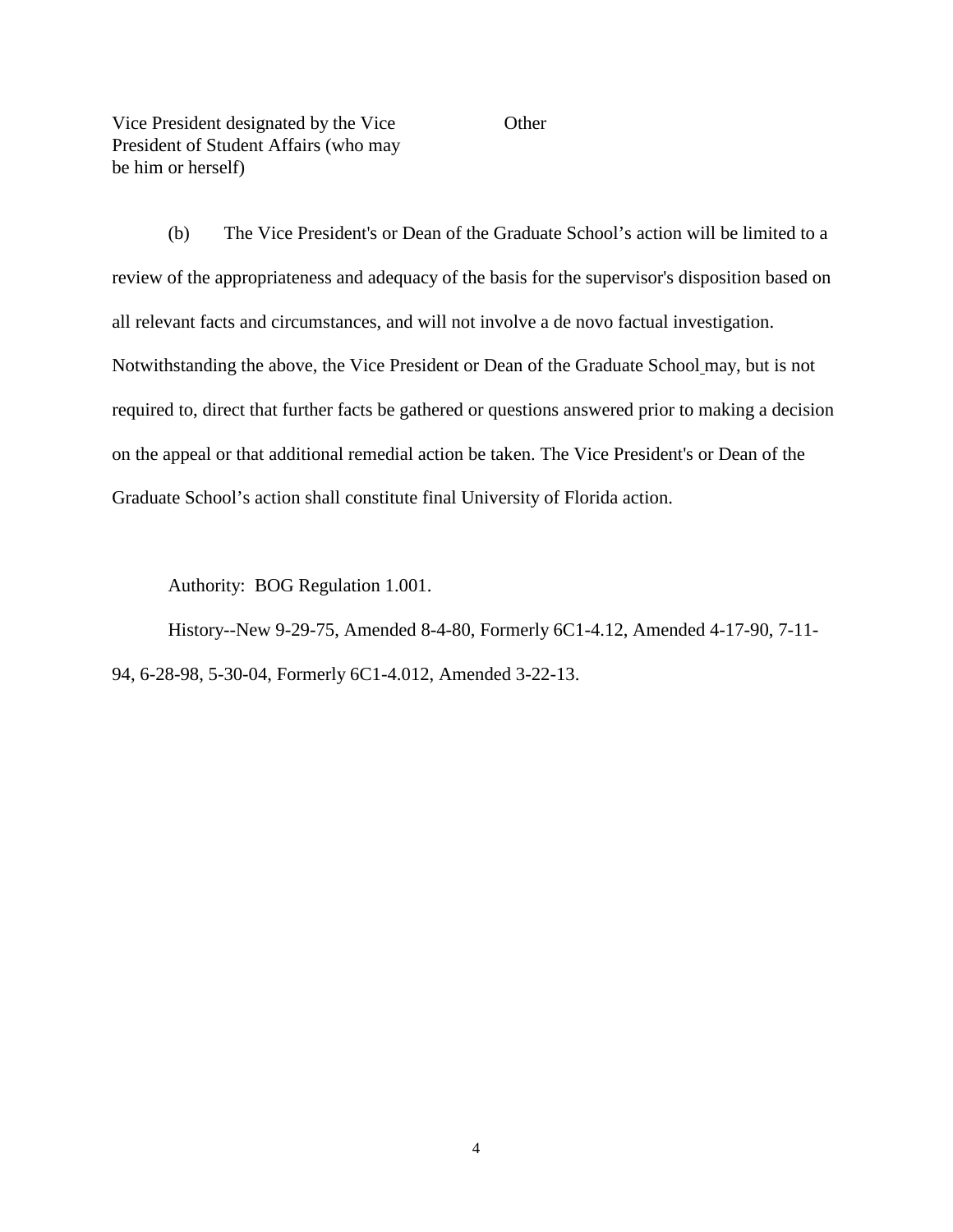| | |
|---|---|
| Vice President designated by the Vice President of Student Affairs (who may be him or herself) | Other |

(b) The Vice President's or Dean of the Graduate School's action will be limited to a review of the appropriateness and adequacy of the basis for the supervisor's disposition based on all relevant facts and circumstances, and will not involve a de novo factual investigation. Notwithstanding the above, the Vice President or Dean of the Graduate School may, but is not required to, direct that further facts be gathered or questions answered prior to making a decision on the appeal or that additional remedial action be taken. The Vice President's or Dean of the Graduate School's action shall constitute final University of Florida action.

Authority: BOG Regulation 1.001.

History--New 9-29-75, Amended 8-4-80, Formerly 6C1-4.12, Amended 4-17-90, 7-11-94, 6-28-98, 5-30-04, Formerly 6C1-4.012, Amended 3-22-13.